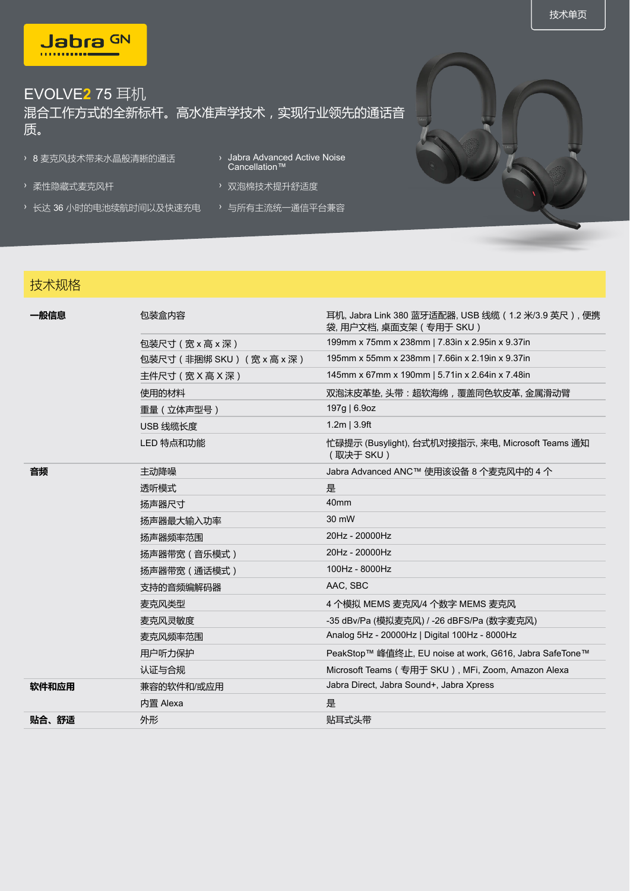技术单页

Jabra GN

# EVOLVE2 75 耳机

混合工作方式的全新标杆。高水准声学技术，实现行业领先的通话音质。

- 8 麦克风技术带来水晶般清晰的通话
- 柔性隐藏式麦克风杆
- 长达 36 小时的电池续航时间以及快速充电
- Jabra Advanced Active Noise Cancellation™
- 双泡棉技术提升舒适度
- 与所有主流统一通信平台兼容

## 技术规格

| | | |
|---|---|---|
| **一般信息** | 包装盒内容 | 耳机, Jabra Link 380 蓝牙适配器, USB 线缆（1.2 米/3.9 英尺）, 便携袋, 用户文档, 桌面支架（专用于 SKU） |
| | 包装尺寸（宽 x 高 x 深） | 199mm x 75mm x 238mm \| 7.83in x 2.95in x 9.37in |
| | 包装尺寸（非捆绑 SKU）（宽 x 高 x 深） | 195mm x 55mm x 238mm \| 7.66in x 2.19in x 9.37in |
| | 主件尺寸（宽 X 高 X 深） | 145mm x 67mm x 190mm \| 5.71in x 2.64in x 7.48in |
| | 使用的材料 | 双泡沫皮革垫, 头带：超软海绵，覆盖同色软皮革, 金属滑动臂 |
| | 重量（立体声型号） | 197g \| 6.9oz |
| | USB 线缆长度 | 1.2m \| 3.9ft |
| | LED 特点和功能 | 忙碌提示 (Busylight), 台式机对接指示, 来电, Microsoft Teams 通知（取决于 SKU） |
| **音频** | 主动降噪 | Jabra Advanced ANC™ 使用该设备 8 个麦克风中的 4 个 |
| | 透听模式 | 是 |
| | 扬声器尺寸 | 40mm |
| | 扬声器最大输入功率 | 30 mW |
| | 扬声器频率范围 | 20Hz - 20000Hz |
| | 扬声器带宽（音乐模式） | 20Hz - 20000Hz |
| | 扬声器带宽（通话模式） | 100Hz - 8000Hz |
| | 支持的音频编解码器 | AAC, SBC |
| | 麦克风类型 | 4 个模拟 MEMS 麦克风/4 个数字 MEMS 麦克风 |
| | 麦克风灵敏度 | -35 dBv/Pa (模拟麦克风) / -26 dBFS/Pa (数字麦克风) |
| | 麦克风频率范围 | Analog 5Hz - 20000Hz \| Digital 100Hz - 8000Hz |
| | 用户听力保护 | PeakStop™ 峰值终止, EU noise at work, G616, Jabra SafeTone™ |
| | 认证与合规 | Microsoft Teams（专用于 SKU）, MFi, Zoom, Amazon Alexa |
| **软件和应用** | 兼容的软件和/或应用 | Jabra Direct, Jabra Sound+, Jabra Xpress |
| | 内置 Alexa | 是 |
| **贴合、舒适** | 外形 | 贴耳式头带 |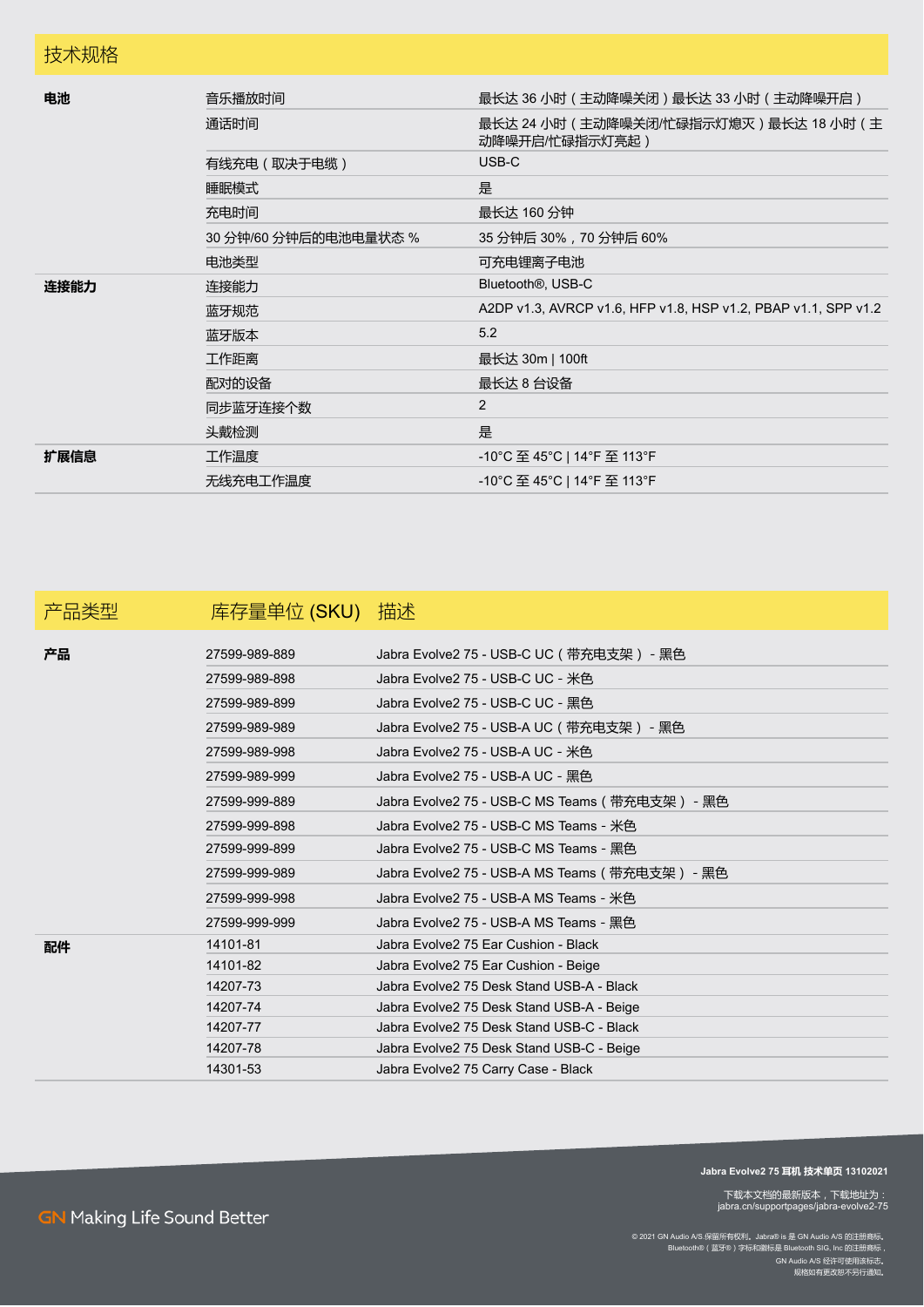## 技术规格

| | | |
|---|---|---|
| **电池** | 音乐播放时间 | 最长达 36 小时（主动降噪关闭）最长达 33 小时（主动降噪开启） |
| | 通话时间 | 最长达 24 小时（主动降噪关闭/忙碌指示灯熄灭）最长达 18 小时（主动降噪开启/忙碌指示灯亮起） |
| | 有线充电（取决于电缆） | USB-C |
| | 睡眠模式 | 是 |
| | 充电时间 | 最长达 160 分钟 |
| | 30 分钟/60 分钟后的电池电量状态 % | 35 分钟后 30%，70 分钟后 60% |
| | 电池类型 | 可充电锂离子电池 |
| **连接能力** | 连接能力 | Bluetooth®, USB-C |
| | 蓝牙规范 | A2DP v1.3, AVRCP v1.6, HFP v1.8, HSP v1.2, PBAP v1.1, SPP v1.2 |
| | 蓝牙版本 | 5.2 |
| | 工作距离 | 最长达 30m \| 100ft |
| | 配对的设备 | 最长达 8 台设备 |
| | 同步蓝牙连接个数 | 2 |
| | 头戴检测 | 是 |
| **扩展信息** | 工作温度 | -10°C 至 45°C \| 14°F 至 113°F |
| | 无线充电工作温度 | -10°C 至 45°C \| 14°F 至 113°F |

| 产品类型 | 库存量单位 (SKU) | 描述 |
|---|---|---|
| **产品** | 27599-989-889 | Jabra Evolve2 75 - USB-C UC（带充电支架） - 黑色 |
| | 27599-989-898 | Jabra Evolve2 75 - USB-C UC - 米色 |
| | 27599-989-899 | Jabra Evolve2 75 - USB-C UC - 黑色 |
| | 27599-989-989 | Jabra Evolve2 75 - USB-A UC（带充电支架） - 黑色 |
| | 27599-989-998 | Jabra Evolve2 75 - USB-A UC - 米色 |
| | 27599-989-999 | Jabra Evolve2 75 - USB-A UC - 黑色 |
| | 27599-999-889 | Jabra Evolve2 75 - USB-C MS Teams（带充电支架） - 黑色 |
| | 27599-999-898 | Jabra Evolve2 75 - USB-C MS Teams - 米色 |
| | 27599-999-899 | Jabra Evolve2 75 - USB-C MS Teams - 黑色 |
| | 27599-999-989 | Jabra Evolve2 75 - USB-A MS Teams（带充电支架） - 黑色 |
| | 27599-999-998 | Jabra Evolve2 75 - USB-A MS Teams - 米色 |
| | 27599-999-999 | Jabra Evolve2 75 - USB-A MS Teams - 黑色 |
| **配件** | 14101-81 | Jabra Evolve2 75 Ear Cushion - Black |
| | 14101-82 | Jabra Evolve2 75 Ear Cushion - Beige |
| | 14207-73 | Jabra Evolve2 75 Desk Stand USB-A - Black |
| | 14207-74 | Jabra Evolve2 75 Desk Stand USB-A - Beige |
| | 14207-77 | Jabra Evolve2 75 Desk Stand USB-C - Black |
| | 14207-78 | Jabra Evolve2 75 Desk Stand USB-C - Beige |
| | 14301-53 | Jabra Evolve2 75 Carry Case - Black |

GN Making Life Sound Better

**Jabra Evolve2 75 耳机 技术单页 13102021**

下载本文档的最新版本，下载地址为：
jabra.cn/supportpages/jabra-evolve2-75

© 2021 GN Audio A/S.保留所有权利。Jabra® is 是 GN Audio A/S 的注册商标。
Bluetooth®（蓝牙®）字标和徽标是 Bluetooth SIG, Inc 的注册商标，
GN Audio A/S 经许可使用该标志。
规格如有更改恕不另行通知。